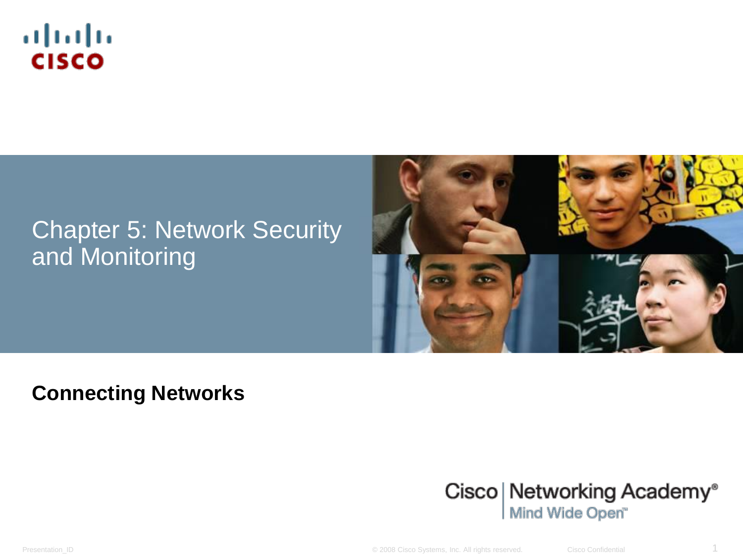# Chapter 5: Network Security and Monitoring

**Connecting Networks**

Cisco | Networking Academy®
Mind Wide Open™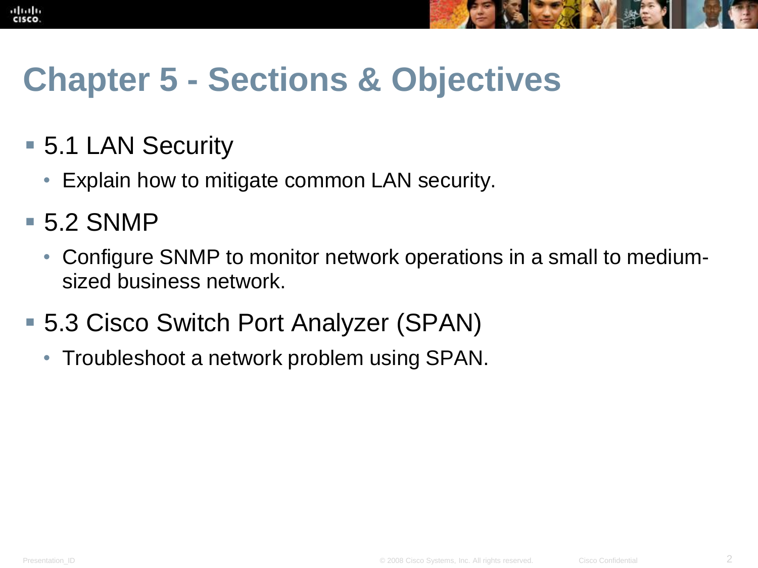# Chapter 5 - Sections & Objectives

- 5.1 LAN Security
  - Explain how to mitigate common LAN security.
- 5.2 SNMP
  - Configure SNMP to monitor network operations in a small to medium-sized business network.
- 5.3 Cisco Switch Port Analyzer (SPAN)
  - Troubleshoot a network problem using SPAN.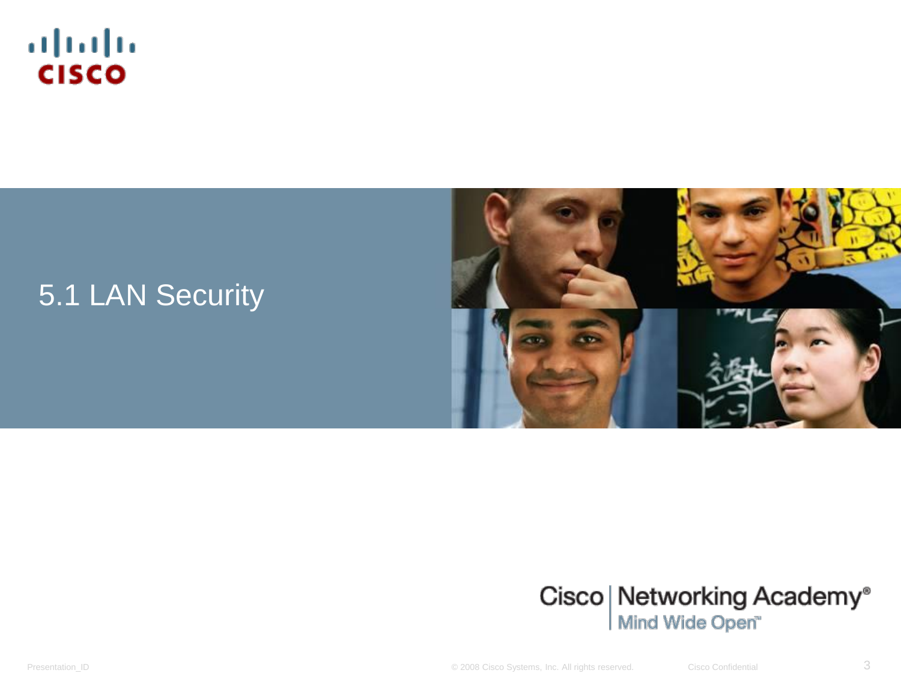# 5.1 LAN Security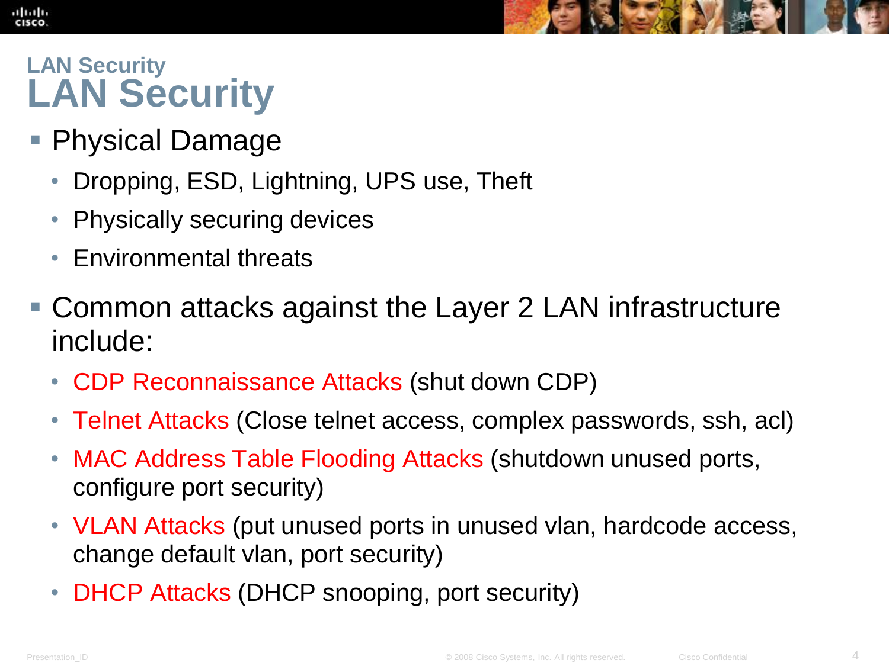## LAN Security

# LAN Security

- Physical Damage
  - Dropping, ESD, Lightning, UPS use, Theft
  - Physically securing devices
  - Environmental threats
- Common attacks against the Layer 2 LAN infrastructure include:
  - CDP Reconnaissance Attacks (shut down CDP)
  - Telnet Attacks (Close telnet access, complex passwords, ssh, acl)
  - MAC Address Table Flooding Attacks (shutdown unused ports, configure port security)
  - VLAN Attacks (put unused ports in unused vlan, hardcode access, change default vlan, port security)
  - DHCP Attacks (DHCP snooping, port security)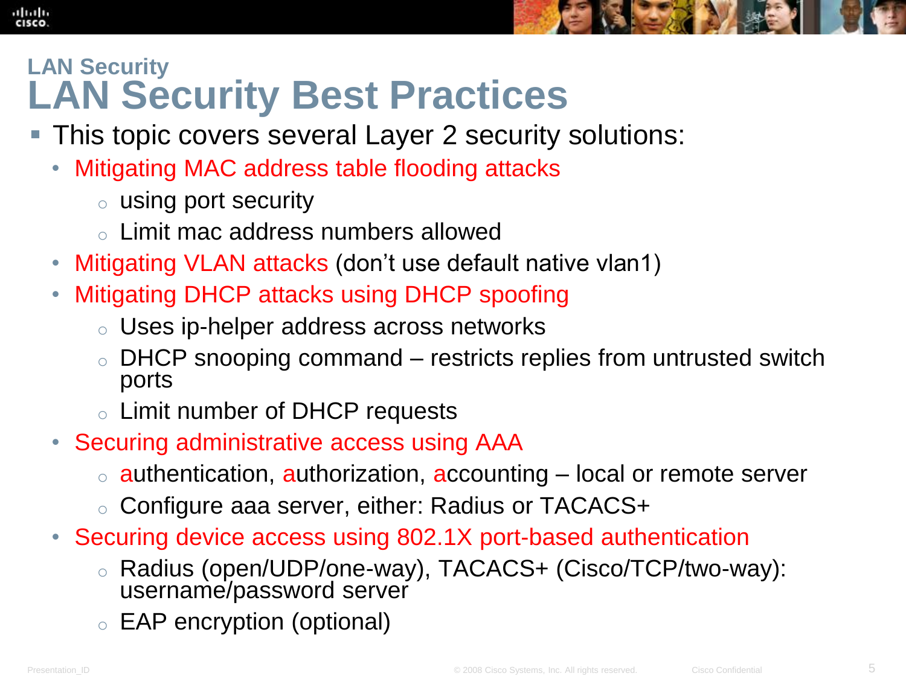## LAN Security

# LAN Security Best Practices

- This topic covers several Layer 2 security solutions:
  - Mitigating MAC address table flooding attacks
    - using port security
    - Limit mac address numbers allowed
  - Mitigating VLAN attacks (don't use default native vlan1)
  - Mitigating DHCP attacks using DHCP spoofing
    - Uses ip-helper address across networks
    - DHCP snooping command – restricts replies from untrusted switch ports
    - Limit number of DHCP requests
  - Securing administrative access using AAA
    - authentication, authorization, accounting – local or remote server
    - Configure aaa server, either: Radius or TACACS+
  - Securing device access using 802.1X port-based authentication
    - Radius (open/UDP/one-way), TACACS+ (Cisco/TCP/two-way): username/password server
    - EAP encryption (optional)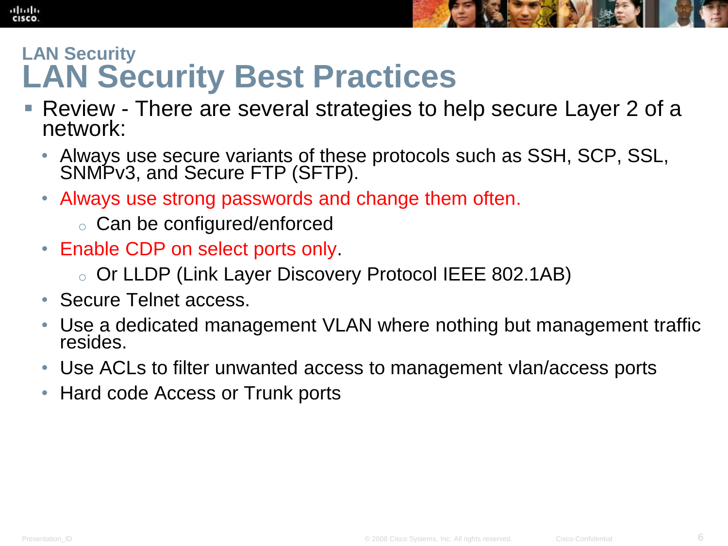## LAN Security

# LAN Security Best Practices

- Review - There are several strategies to help secure Layer 2 of a network:
  - Always use secure variants of these protocols such as SSH, SCP, SSL, SNMPv3, and Secure FTP (SFTP).
  - Always use strong passwords and change them often.
    - Can be configured/enforced
  - Enable CDP on select ports only.
    - Or LLDP (Link Layer Discovery Protocol IEEE 802.1AB)
  - Secure Telnet access.
  - Use a dedicated management VLAN where nothing but management traffic resides.
  - Use ACLs to filter unwanted access to management vlan/access ports
  - Hard code Access or Trunk ports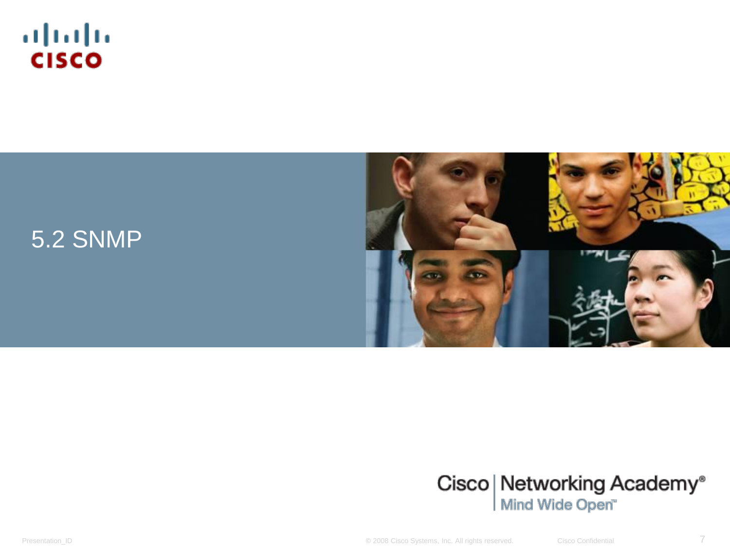# 5.2 SNMP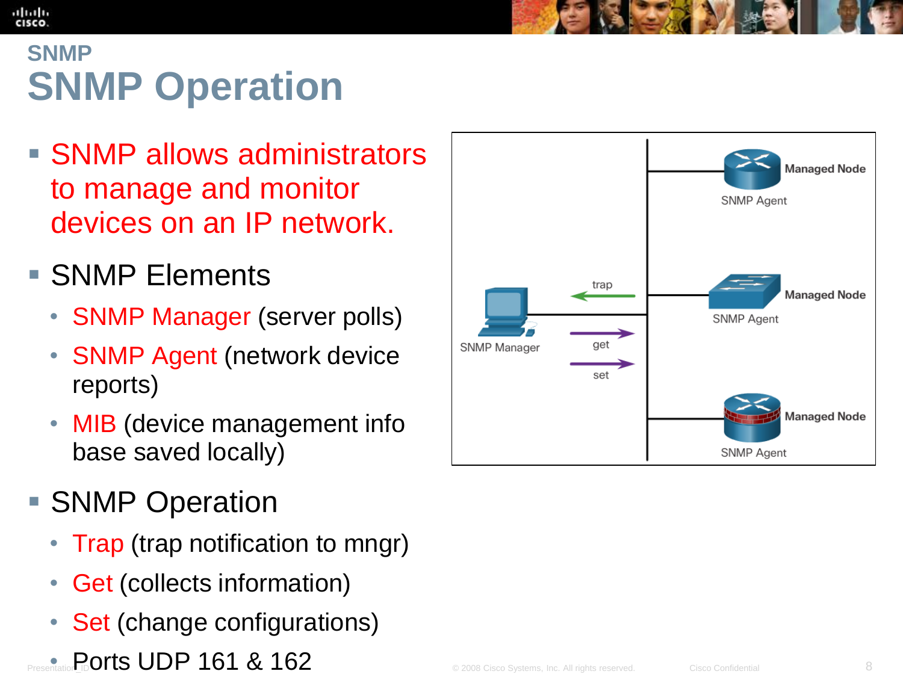## SNMP

# SNMP Operation

- SNMP allows administrators to manage and monitor devices on an IP network.
- SNMP Elements
  - SNMP Manager (server polls)
  - SNMP Agent (network device reports)
  - MIB (device management info base saved locally)
- SNMP Operation
  - Trap (trap notification to mngr)
  - Get (collects information)
  - Set (change configurations)
  - Ports UDP 161 & 162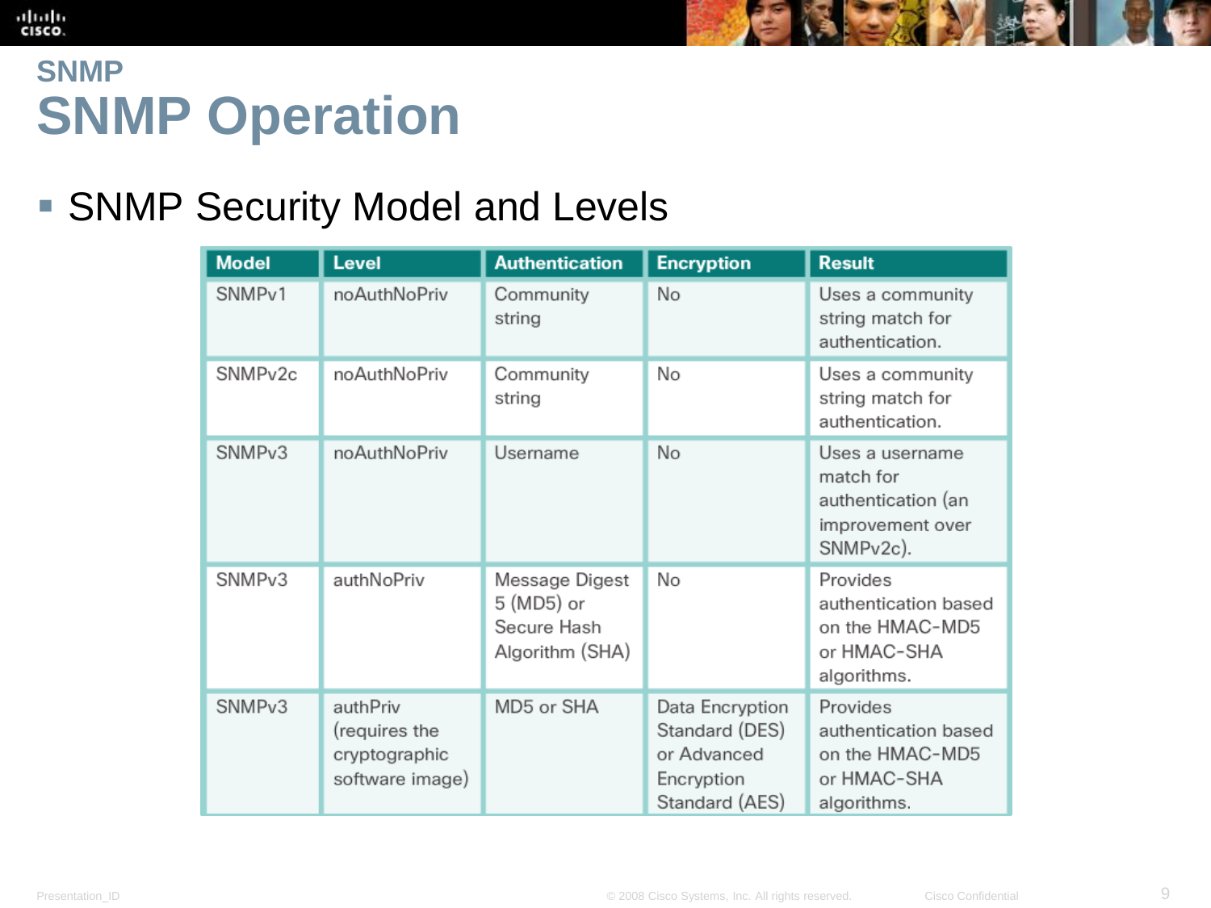## SNMP

# SNMP Operation

- SNMP Security Model and Levels

| Model | Level | Authentication | Encryption | Result |
|---|---|---|---|---|
| SNMPv1 | noAuthNoPriv | Community string | No | Uses a community string match for authentication. |
| SNMPv2c | noAuthNoPriv | Community string | No | Uses a community string match for authentication. |
| SNMPv3 | noAuthNoPriv | Username | No | Uses a username match for authentication (an improvement over SNMPv2c). |
| SNMPv3 | authNoPriv | Message Digest 5 (MD5) or Secure Hash Algorithm (SHA) | No | Provides authentication based on the HMAC-MD5 or HMAC-SHA algorithms. |
| SNMPv3 | authPriv (requires the cryptographic software image) | MD5 or SHA | Data Encryption Standard (DES) or Advanced Encryption Standard (AES) | Provides authentication based on the HMAC-MD5 or HMAC-SHA algorithms. |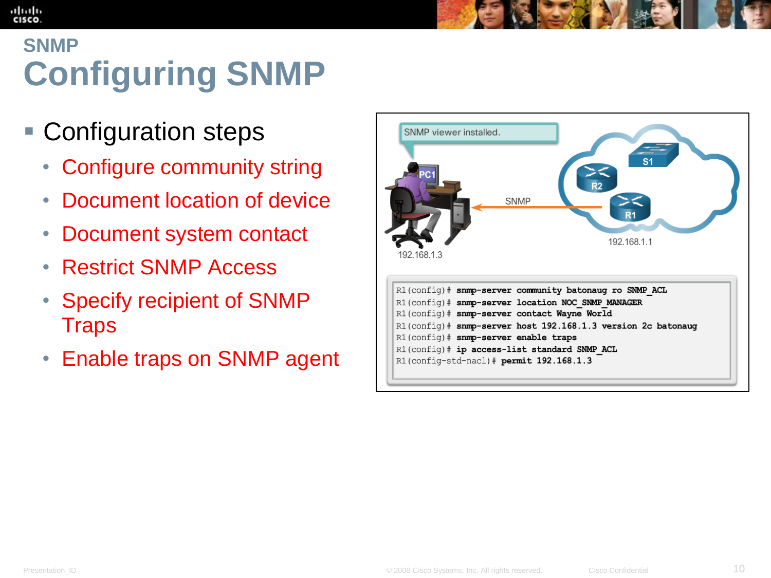## SNMP

# Configuring SNMP

- Configuration steps
  - Configure community string
  - Document location of device
  - Document system contact
  - Restrict SNMP Access
  - Specify recipient of SNMP Traps
  - Enable traps on SNMP agent

SNMP viewer installed.

PC1 — 192.168.1.3 ← SNMP — R1 — 192.168.1.1 (R2, S1)

```
R1(config)# snmp-server community batonaug ro SNMP_ACL
R1(config)# snmp-server location NOC_SNMP_MANAGER
R1(config)# snmp-server contact Wayne World
R1(config)# snmp-server host 192.168.1.3 version 2c batonaug
R1(config)# snmp-server enable traps
R1(config)# ip access-list standard SNMP_ACL
R1(config-std-nacl)# permit 192.168.1.3
```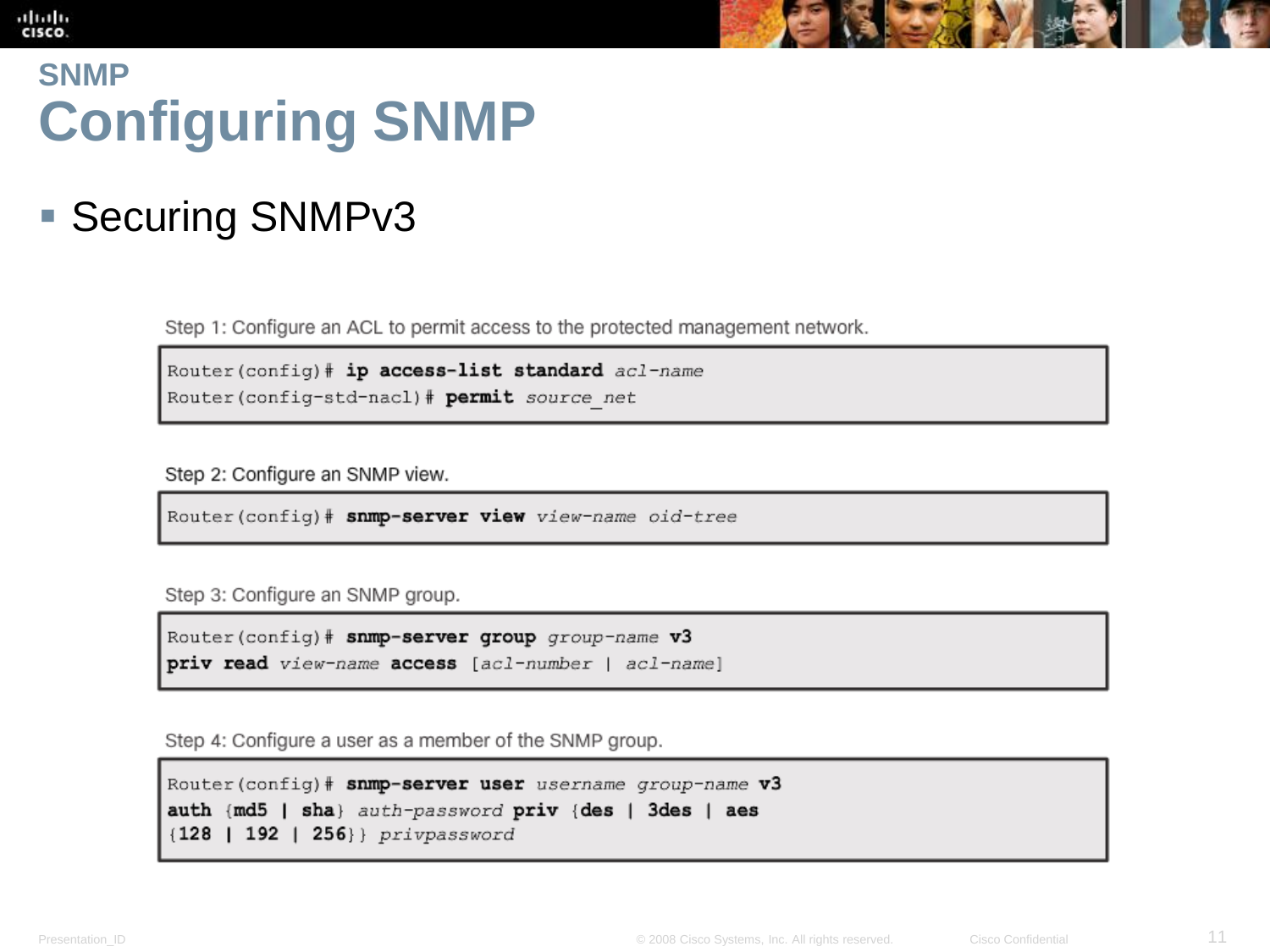## SNMP

# Configuring SNMP

- Securing SNMPv3

Step 1: Configure an ACL to permit access to the protected management network.

```
Router(config)# ip access-list standard acl-name
Router(config-std-nacl)# permit source_net
```

Step 2: Configure an SNMP view.

```
Router(config)# snmp-server view view-name oid-tree
```

Step 3: Configure an SNMP group.

```
Router(config)# snmp-server group group-name v3
priv read view-name access [acl-number | acl-name]
```

Step 4: Configure a user as a member of the SNMP group.

```
Router(config)# snmp-server user username group-name v3
auth {md5 | sha} auth-password priv {des | 3des | aes
{128 | 192 | 256}} privpassword
```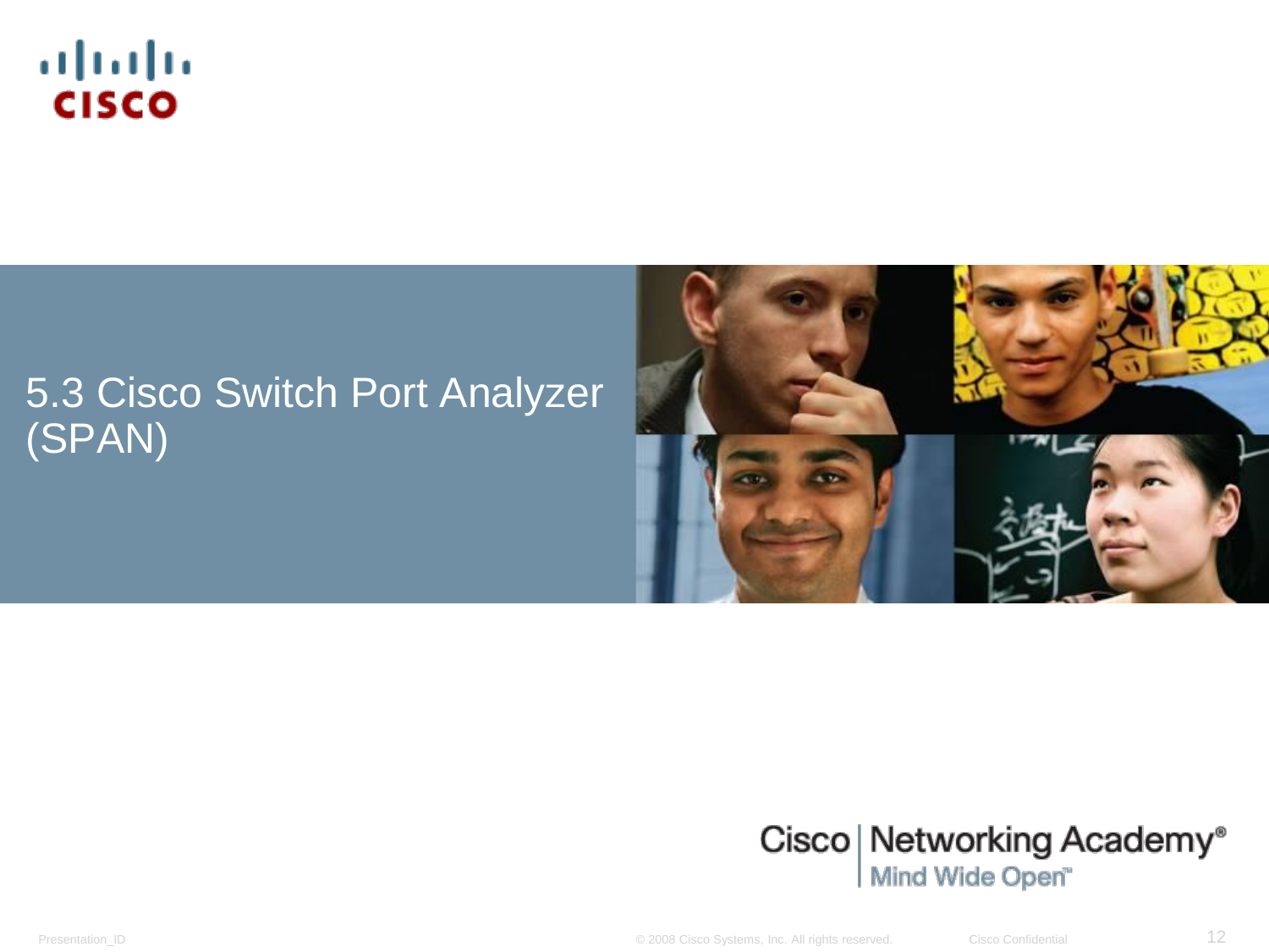# 5.3 Cisco Switch Port Analyzer (SPAN)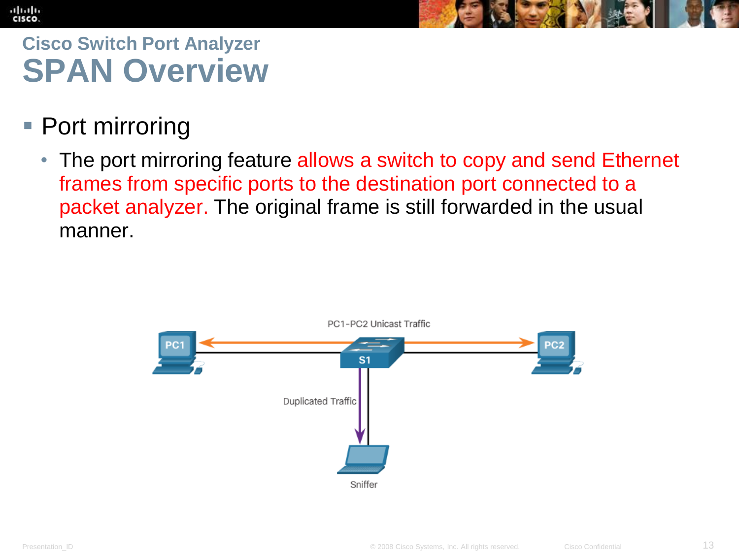## Cisco Switch Port Analyzer

# SPAN Overview

- Port mirroring
  - The port mirroring feature allows a switch to copy and send Ethernet frames from specific ports to the destination port connected to a packet analyzer. The original frame is still forwarded in the usual manner.

PC1-PC2 Unicast Traffic

PC1

S1

PC2

Duplicated Traffic

Sniffer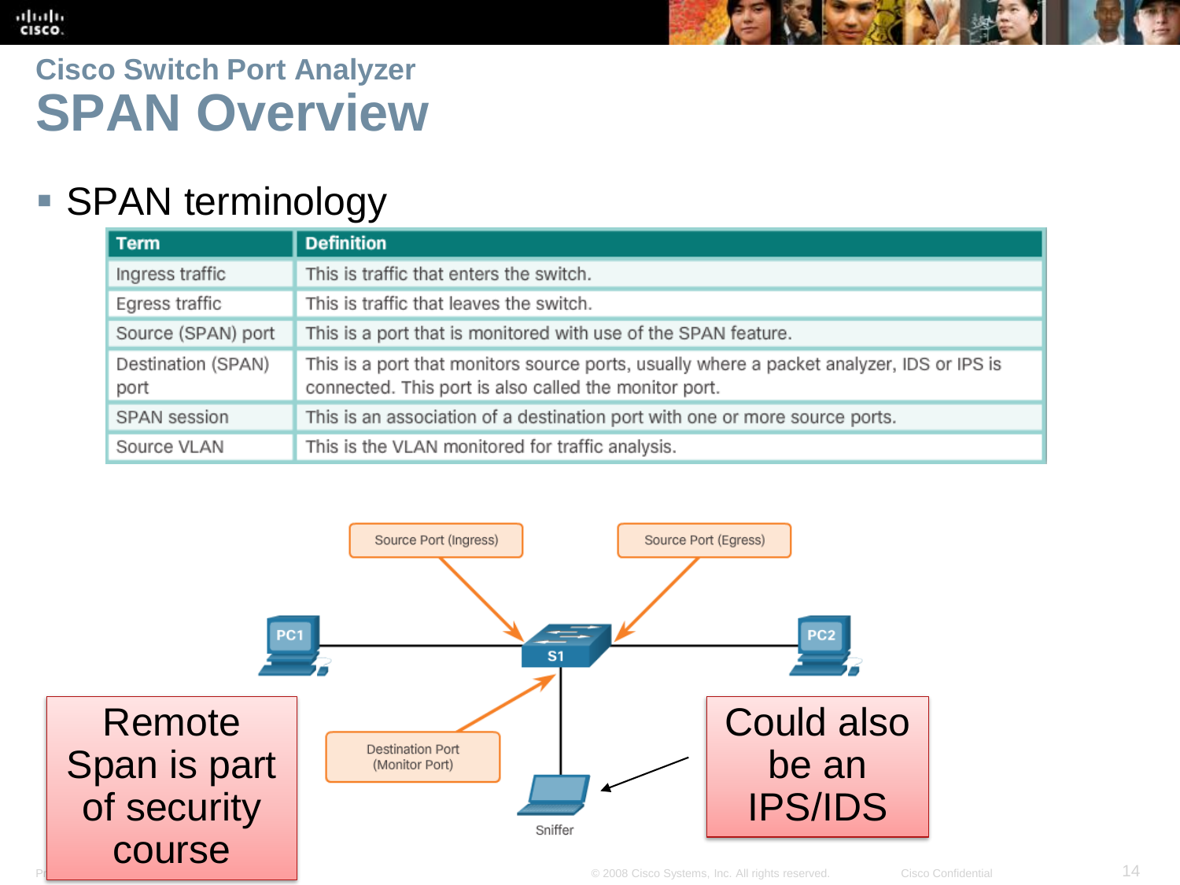## Cisco Switch Port Analyzer

# SPAN Overview

- SPAN terminology

| Term | Definition |
|---|---|
| Ingress traffic | This is traffic that enters the switch. |
| Egress traffic | This is traffic that leaves the switch. |
| Source (SPAN) port | This is a port that is monitored with use of the SPAN feature. |
| Destination (SPAN) port | This is a port that monitors source ports, usually where a packet analyzer, IDS or IPS is connected. This port is also called the monitor port. |
| SPAN session | This is an association of a destination port with one or more source ports. |
| Source VLAN | This is the VLAN monitored for traffic analysis. |

Source Port (Ingress)

Source Port (Egress)

PC1

S1

PC2

Destination Port (Monitor Port)

Sniffer

Remote Span is part of security course

Could also be an IPS/IDS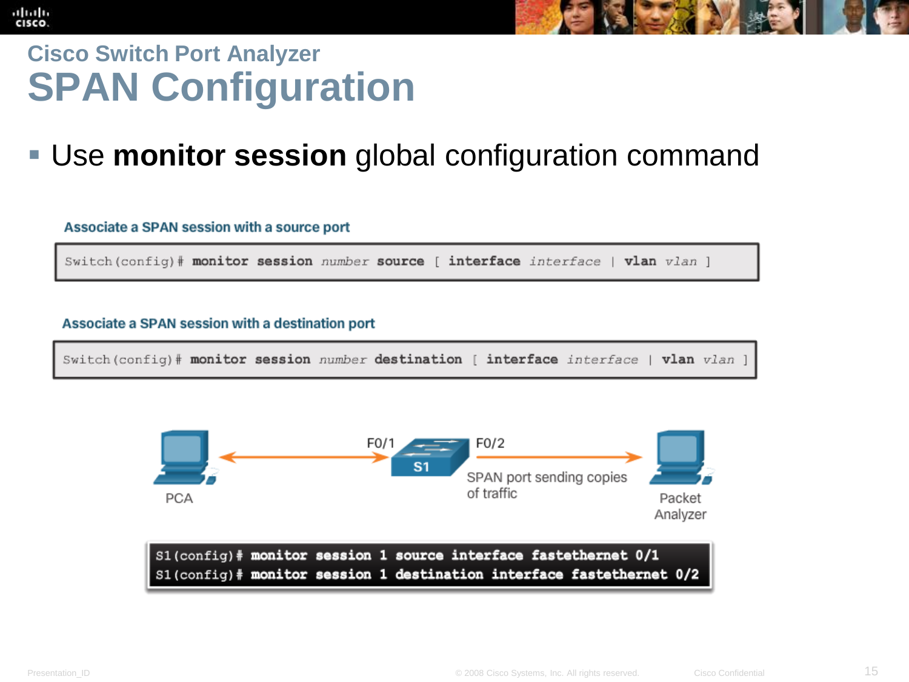## Cisco Switch Port Analyzer

# SPAN Configuration

- Use **monitor session** global configuration command

**Associate a SPAN session with a source port**

```
Switch(config)# monitor session number source [ interface interface | vlan vlan ]
```

**Associate a SPAN session with a destination port**

```
Switch(config)# monitor session number destination [ interface interface | vlan vlan ]
```

PCA — F0/1 — S1 — F0/2 — Packet Analyzer

SPAN port sending copies of traffic

```
S1(config)# monitor session 1 source interface fastethernet 0/1
S1(config)# monitor session 1 destination interface fastethernet 0/2
```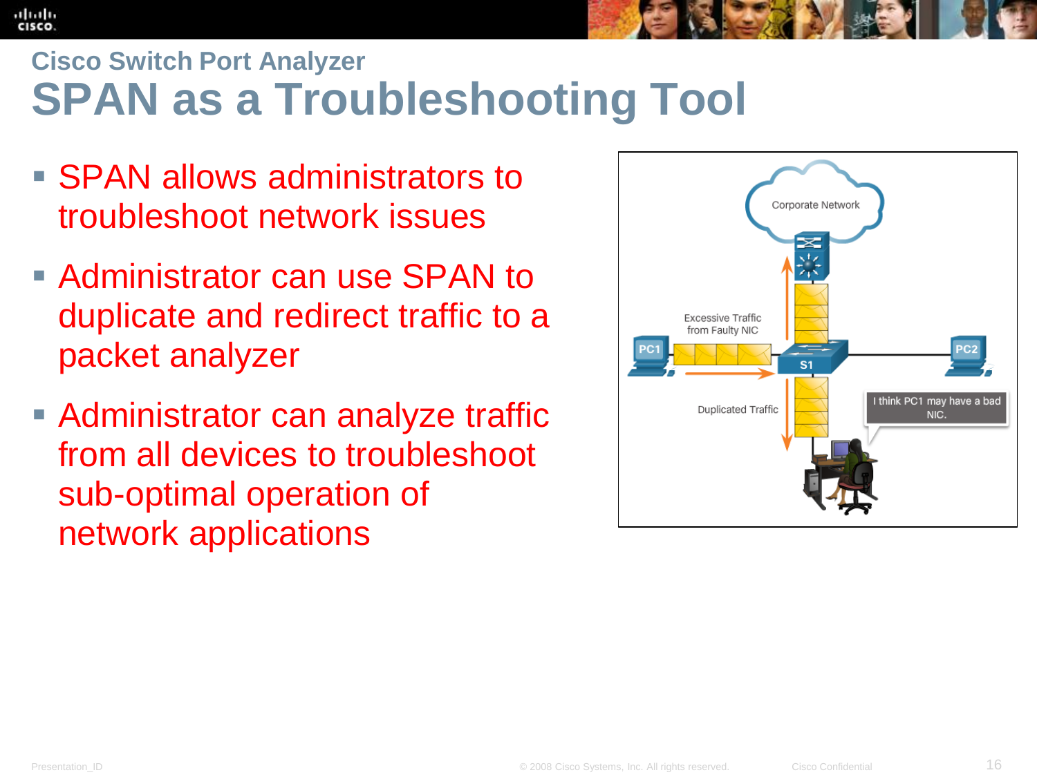## Cisco Switch Port Analyzer

# SPAN as a Troubleshooting Tool

- SPAN allows administrators to troubleshoot network issues
- Administrator can use SPAN to duplicate and redirect traffic to a packet analyzer
- Administrator can analyze traffic from all devices to troubleshoot sub-optimal operation of network applications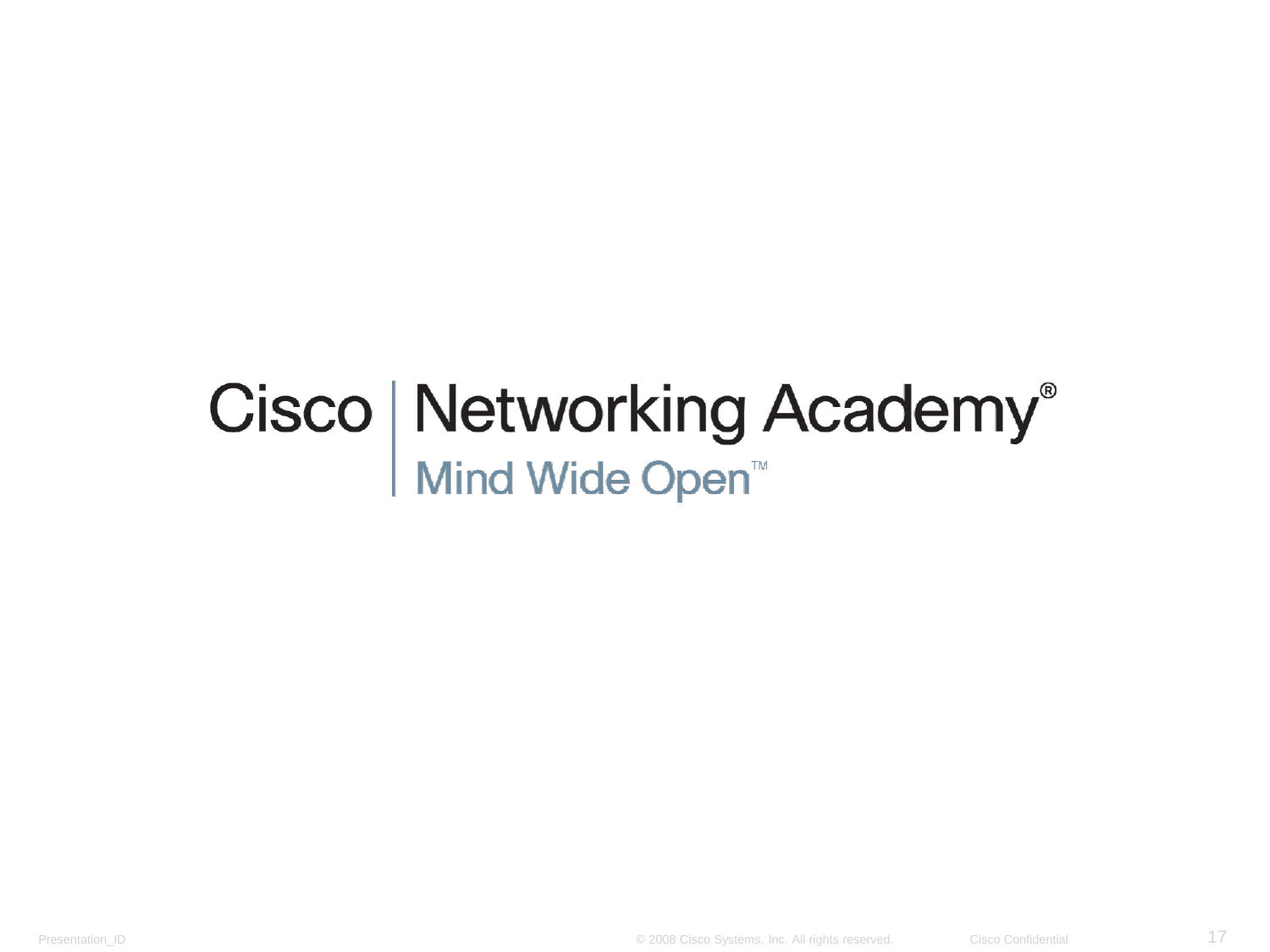Cisco | Networking Academy®

Mind Wide Open™